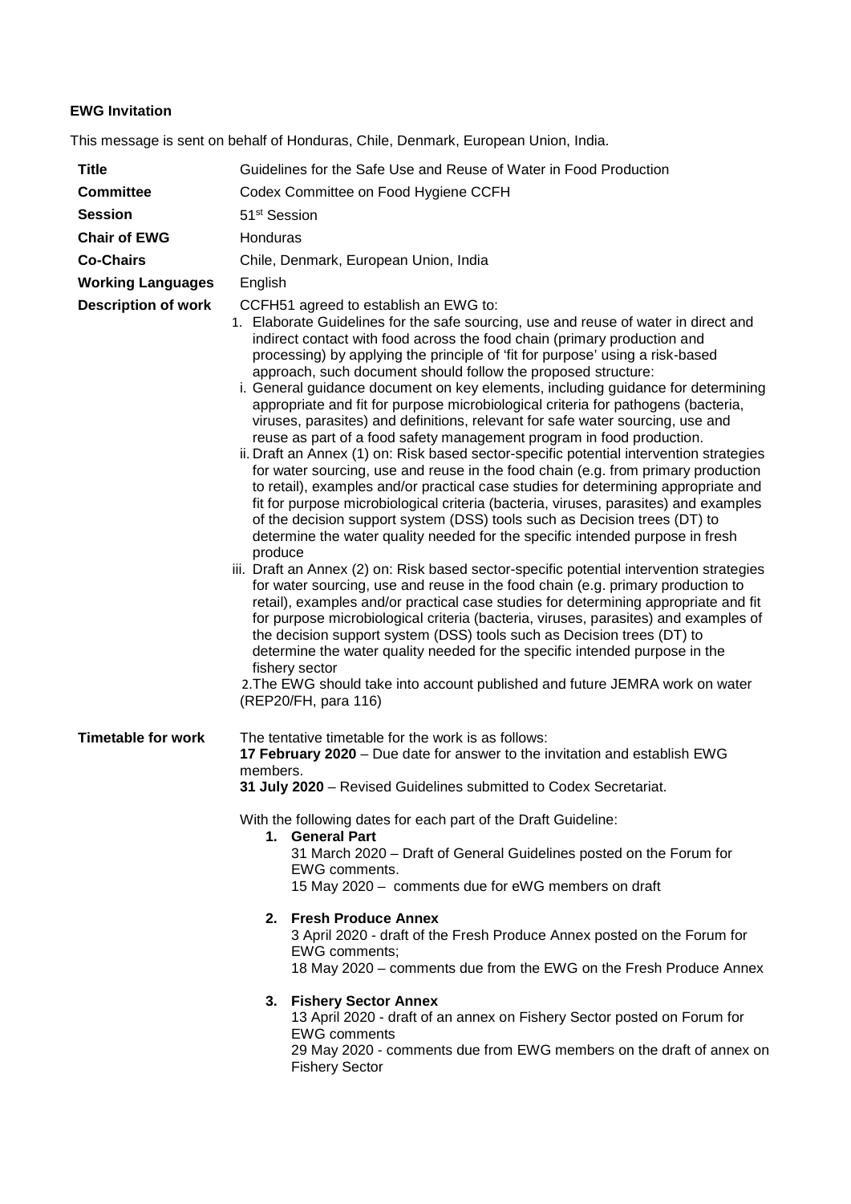**EWG Invitation**

This message is sent on behalf of Honduras, Chile, Denmark, European Union, India.

| | |
|---|---|
| **Title** | Guidelines for the Safe Use and Reuse of Water in Food Production |
| **Committee** | Codex Committee on Food Hygiene CCFH |
| **Session** | 51st Session |
| **Chair of EWG** | Honduras |
| **Co-Chairs** | Chile, Denmark, European Union, India |
| **Working Languages** | English |
| **Description of work** | CCFH51 agreed to establish an EWG to:<br>1. Elaborate Guidelines for the safe sourcing, use and reuse of water in direct and indirect contact with food across the food chain (primary production and processing) by applying the principle of 'fit for purpose' using a risk-based approach, such document should follow the proposed structure:<br>i. General guidance document on key elements, including guidance for determining appropriate and fit for purpose microbiological criteria for pathogens (bacteria, viruses, parasites) and definitions, relevant for safe water sourcing, use and reuse as part of a food safety management program in food production.<br>ii. Draft an Annex (1) on: Risk based sector-specific potential intervention strategies for water sourcing, use and reuse in the food chain (e.g. from primary production to retail), examples and/or practical case studies for determining appropriate and fit for purpose microbiological criteria (bacteria, viruses, parasites) and examples of the decision support system (DSS) tools such as Decision trees (DT) to determine the water quality needed for the specific intended purpose in fresh produce<br>iii. Draft an Annex (2) on: Risk based sector-specific potential intervention strategies for water sourcing, use and reuse in the food chain (e.g. primary production to retail), examples and/or practical case studies for determining appropriate and fit for purpose microbiological criteria (bacteria, viruses, parasites) and examples of the decision support system (DSS) tools such as Decision trees (DT) to determine the water quality needed for the specific intended purpose in the fishery sector<br>2.The EWG should take into account published and future JEMRA work on water (REP20/FH, para 116) |
| **Timetable for work** | The tentative timetable for the work is as follows:<br>**17 February 2020** – Due date for answer to the invitation and establish EWG members.<br>**31 July 2020** – Revised Guidelines submitted to Codex Secretariat.<br><br>With the following dates for each part of the Draft Guideline:<br>1. **General Part**<br>31 March 2020 – Draft of General Guidelines posted on the Forum for EWG comments.<br>15 May 2020 – comments due for eWG members on draft<br><br>2. **Fresh Produce Annex**<br>3 April 2020 - draft of the Fresh Produce Annex posted on the Forum for EWG comments;<br>18 May 2020 – comments due from the EWG on the Fresh Produce Annex<br><br>3. **Fishery Sector Annex**<br>13 April 2020 - draft of an annex on Fishery Sector posted on Forum for EWG comments<br>29 May 2020 - comments due from EWG members on the draft of annex on Fishery Sector |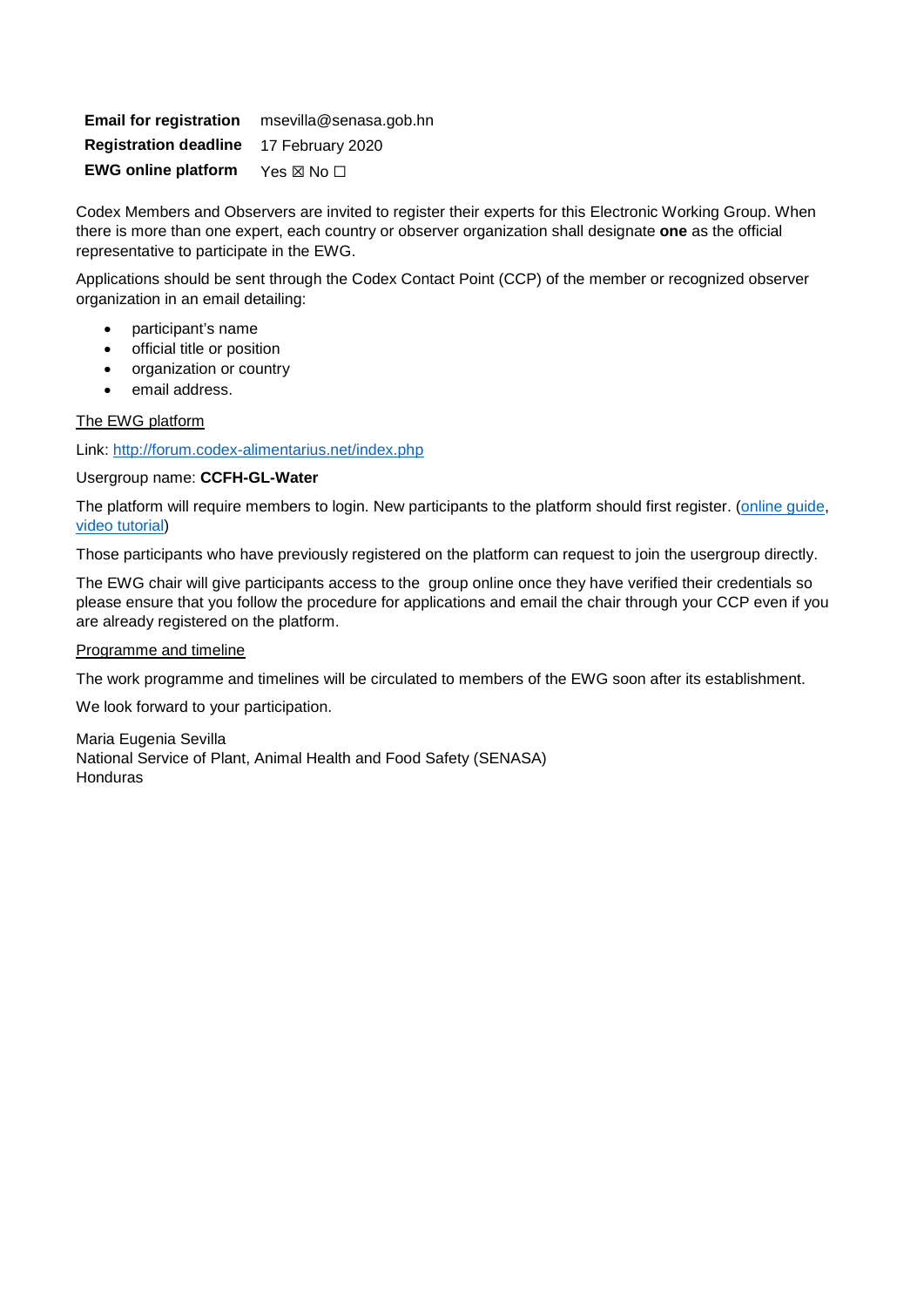| | |
|---|---|
| **Email for registration** | msevilla@senasa.gob.hn |
| **Registration deadline** | 17 February 2020 |
| **EWG online platform** | Yes ☒ No ☐ |

Codex Members and Observers are invited to register their experts for this Electronic Working Group. When there is more than one expert, each country or observer organization shall designate **one** as the official representative to participate in the EWG.

Applications should be sent through the Codex Contact Point (CCP) of the member or recognized observer organization in an email detailing:

- participant's name
- official title or position
- organization or country
- email address.

The EWG platform

Link: [http://forum.codex-alimentarius.net/index.php](http://forum.codex-alimentarius.net/index.php)

Usergroup name: **CCFH-GL-Water**

The platform will require members to login. New participants to the platform should first register. (online guide, video tutorial)

Those participants who have previously registered on the platform can request to join the usergroup directly.

The EWG chair will give participants access to the group online once they have verified their credentials so please ensure that you follow the procedure for applications and email the chair through your CCP even if you are already registered on the platform.

Programme and timeline

The work programme and timelines will be circulated to members of the EWG soon after its establishment.

We look forward to your participation.

Maria Eugenia Sevilla
National Service of Plant, Animal Health and Food Safety (SENASA)
Honduras